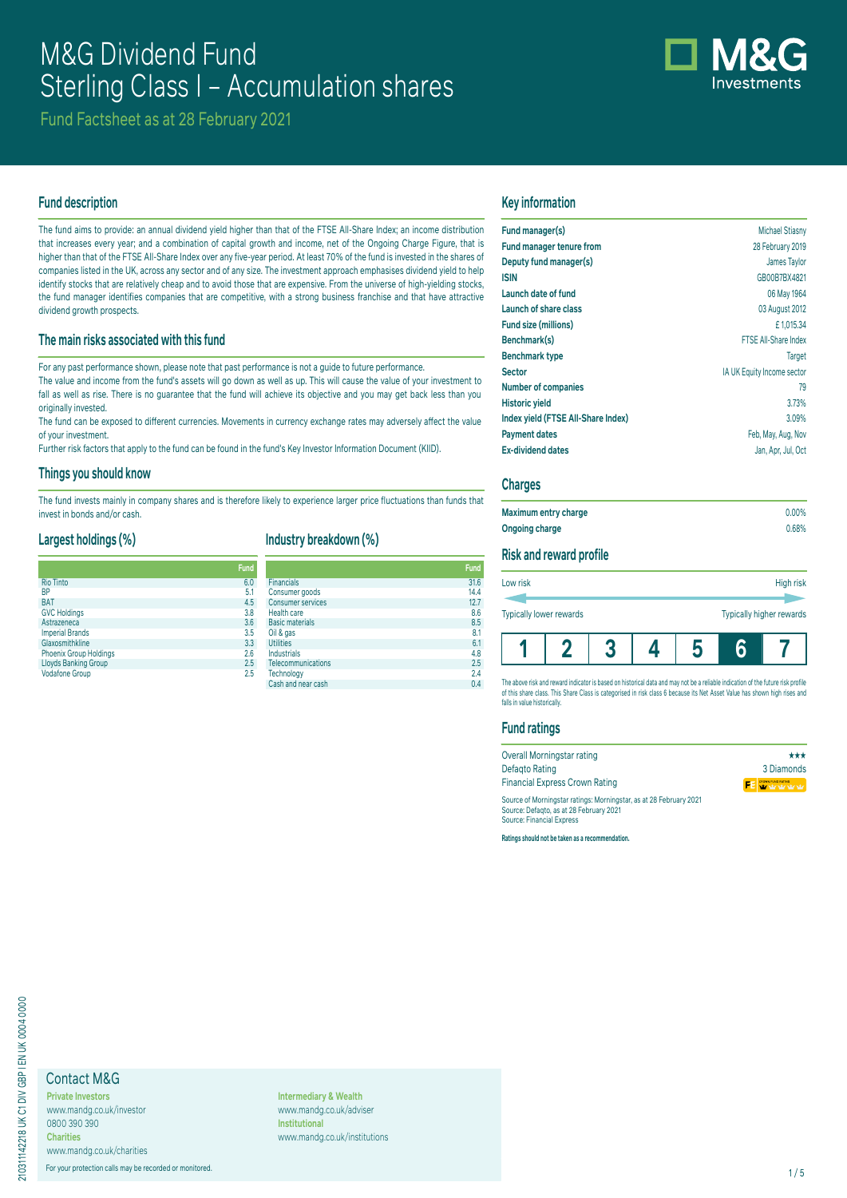# M&G Dividend Fund
# Sterling Class I – Accumulation shares

Fund Factsheet as at 28 February 2021

## Fund description

The fund aims to provide: an annual dividend yield higher than that of the FTSE All-Share Index; an income distribution that increases every year; and a combination of capital growth and income, net of the Ongoing Charge Figure, that is higher than that of the FTSE All-Share Index over any five-year period. At least 70% of the fund is invested in the shares of companies listed in the UK, across any sector and of any size. The investment approach emphasises dividend yield to help identify stocks that are relatively cheap and to avoid those that are expensive. From the universe of high-yielding stocks, the fund manager identifies companies that are competitive, with a strong business franchise and that have attractive dividend growth prospects.

## The main risks associated with this fund

For any past performance shown, please note that past performance is not a guide to future performance.

The value and income from the fund's assets will go down as well as up. This will cause the value of your investment to fall as well as rise. There is no guarantee that the fund will achieve its objective and you may get back less than you originally invested.

The fund can be exposed to different currencies. Movements in currency exchange rates may adversely affect the value of your investment.

Further risk factors that apply to the fund can be found in the fund's Key Investor Information Document (KIID).

## Things you should know

The fund invests mainly in company shares and is therefore likely to experience larger price fluctuations than funds that invest in bonds and/or cash.

## Largest holdings (%)

| | Fund |
|---|---|
| Rio Tinto | 6.0 |
| BP | 5.1 |
| BAT | 4.5 |
| GVC Holdings | 3.8 |
| Astrazeneca | 3.6 |
| Imperial Brands | 3.5 |
| Glaxosmithkline | 3.3 |
| Phoenix Group Holdings | 2.6 |
| Lloyds Banking Group | 2.5 |
| Vodafone Group | 2.5 |

## Industry breakdown (%)

| | Fund |
|---|---|
| Financials | 31.6 |
| Consumer goods | 14.4 |
| Consumer services | 12.7 |
| Health care | 8.6 |
| Basic materials | 8.5 |
| Oil & gas | 8.1 |
| Utilities | 6.1 |
| Industrials | 4.8 |
| Telecommunications | 2.5 |
| Technology | 2.4 |
| Cash and near cash | 0.4 |

## Key information

| | |
|---|---|
| **Fund manager(s)** | Michael Stiasny |
| **Fund manager tenure from** | 28 February 2019 |
| **Deputy fund manager(s)** | James Taylor |
| **ISIN** | GB00B7BX4821 |
| **Launch date of fund** | 06 May 1964 |
| **Launch of share class** | 03 August 2012 |
| **Fund size (millions)** | £ 1,015.34 |
| **Benchmark(s)** | FTSE All-Share Index |
| **Benchmark type** | Target |
| **Sector** | IA UK Equity Income sector |
| **Number of companies** | 79 |
| **Historic yield** | 3.73% |
| **Index yield (FTSE All-Share Index)** | 3.09% |
| **Payment dates** | Feb, May, Aug, Nov |
| **Ex-dividend dates** | Jan, Apr, Jul, Oct |

## Charges

| | |
|---|---|
| **Maximum entry charge** | 0.00% |
| **Ongoing charge** | 0.68% |

## Risk and reward profile

Low risk — High risk

Typically lower rewards — Typically higher rewards

| 1 | 2 | 3 | 4 | 5 | **6** | 7 |
|---|---|---|---|---|---|---|

The above risk and reward indicator is based on historical data and may not be a reliable indication of the future risk profile of this share class. This Share Class is categorised in risk class 6 because its Net Asset Value has shown high rises and falls in value historically.

## Fund ratings

| | |
|---|---|
| Overall Morningstar rating | ★★★ |
| Defaqto Rating | 3 Diamonds |
| Financial Express Crown Rating | FE Crown Fund Rating |

Source of Morningstar ratings: Morningstar, as at 28 February 2021
Source: Defaqto, as at 28 February 2021
Source: Financial Express

**Ratings should not be taken as a recommendation.**

## Contact M&G

**Private Investors**
www.mandg.co.uk/investor
0800 390 390

**Charities**
www.mandg.co.uk/charities

**Intermediary & Wealth**
www.mandg.co.uk/adviser

**Institutional**
www.mandg.co.uk/institutions

For your protection calls may be recorded or monitored.

210311142218 UK C1 DIV GBP I EN UK 0004 0000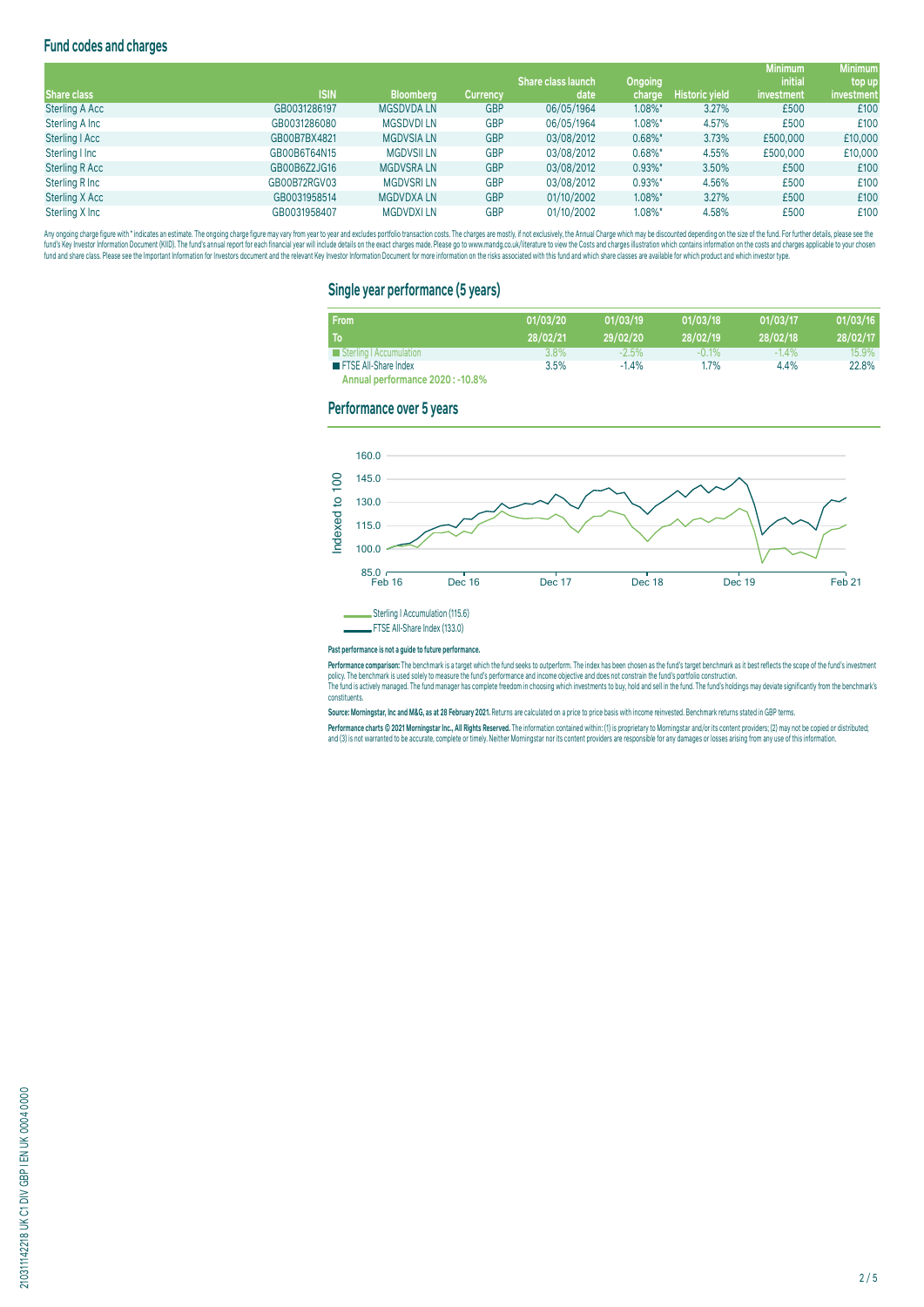## Fund codes and charges

| Share class | ISIN | Bloomberg | Currency | Share class launch date | Ongoing charge | Historic yield | Minimum initial investment | Minimum top up investment |
|---|---|---|---|---|---|---|---|---|
| Sterling A Acc | GB0031286197 | MGSDVDA LN | GBP | 06/05/1964 | 1.08%* | 3.27% | £500 | £100 |
| Sterling A Inc | GB0031286080 | MGSDVDI LN | GBP | 06/05/1964 | 1.08%* | 4.57% | £500 | £100 |
| Sterling I Acc | GB00B7BX4821 | MGDVSIA LN | GBP | 03/08/2012 | 0.68%* | 3.73% | £500,000 | £10,000 |
| Sterling I Inc | GB00B6T64N15 | MGDVSII LN | GBP | 03/08/2012 | 0.68%* | 4.55% | £500,000 | £10,000 |
| Sterling R Acc | GB00B6Z2JG16 | MGDVSRA LN | GBP | 03/08/2012 | 0.93%* | 3.50% | £500 | £100 |
| Sterling R Inc | GB00B72RGV03 | MGDVSRI LN | GBP | 03/08/2012 | 0.93%* | 4.56% | £500 | £100 |
| Sterling X Acc | GB0031958514 | MGDVDXA LN | GBP | 01/10/2002 | 1.08%* | 3.27% | £500 | £100 |
| Sterling X Inc | GB0031958407 | MGDVDXI LN | GBP | 01/10/2002 | 1.08%* | 4.58% | £500 | £100 |

Any ongoing charge figure with * indicates an estimate. The ongoing charge figure may vary from year to year and excludes portfolio transaction costs. The charges are mostly, if not exclusively, the Annual Charge which may be discounted depending on the size of the fund. For further details, please see the fund's Key Investor Information Document (KIID). The fund's annual report for each financial year will include details on the exact charges made. Please go to www.mandg.co.uk/literature to view the Costs and charges illustration which contains information on the costs and charges applicable to your chosen fund and share class. Please see the Important Information for Investors document and the relevant Key Investor Information Document for more information on the risks associated with this fund and which share classes are available for which product and which investor type.

## Single year performance (5 years)

| From / To | 01/03/20 – 28/02/21 | 01/03/19 – 29/02/20 | 01/03/18 – 28/02/19 | 01/03/17 – 28/02/18 | 01/03/16 – 28/02/17 |
|---|---|---|---|---|---|
| Sterling I Accumulation | 3.8% | -2.5% | -0.1% | -1.4% | 15.9% |
| FTSE All-Share Index | 3.5% | -1.4% | 1.7% | 4.4% | 22.8% |

**Annual performance 2020 : -10.8%**

## Performance over 5 years

Sterling I Accumulation (115.6)
FTSE All-Share Index (133.0)

**Past performance is not a guide to future performance.**

**Performance comparison:** The benchmark is a target which the fund seeks to outperform. The index has been chosen as the fund's target benchmark as it best reflects the scope of the fund's investment policy. The benchmark is used solely to measure the fund's performance and income objective and does not constrain the fund's portfolio construction.
The fund is actively managed. The fund manager has complete freedom in choosing which investments to buy, hold and sell in the fund. The fund's holdings may deviate significantly from the benchmark's constituents.

**Source: Morningstar, Inc and M&G, as at 28 February 2021.** Returns are calculated on a price to price basis with income reinvested. Benchmark returns stated in GBP terms.

**Performance charts © 2021 Morningstar Inc., All Rights Reserved.** The information contained within: (1) is proprietary to Morningstar and/or its content providers; (2) may not be copied or distributed; and (3) is not warranted to be accurate, complete or timely. Neither Morningstar nor its content providers are responsible for any damages or losses arising from any use of this information.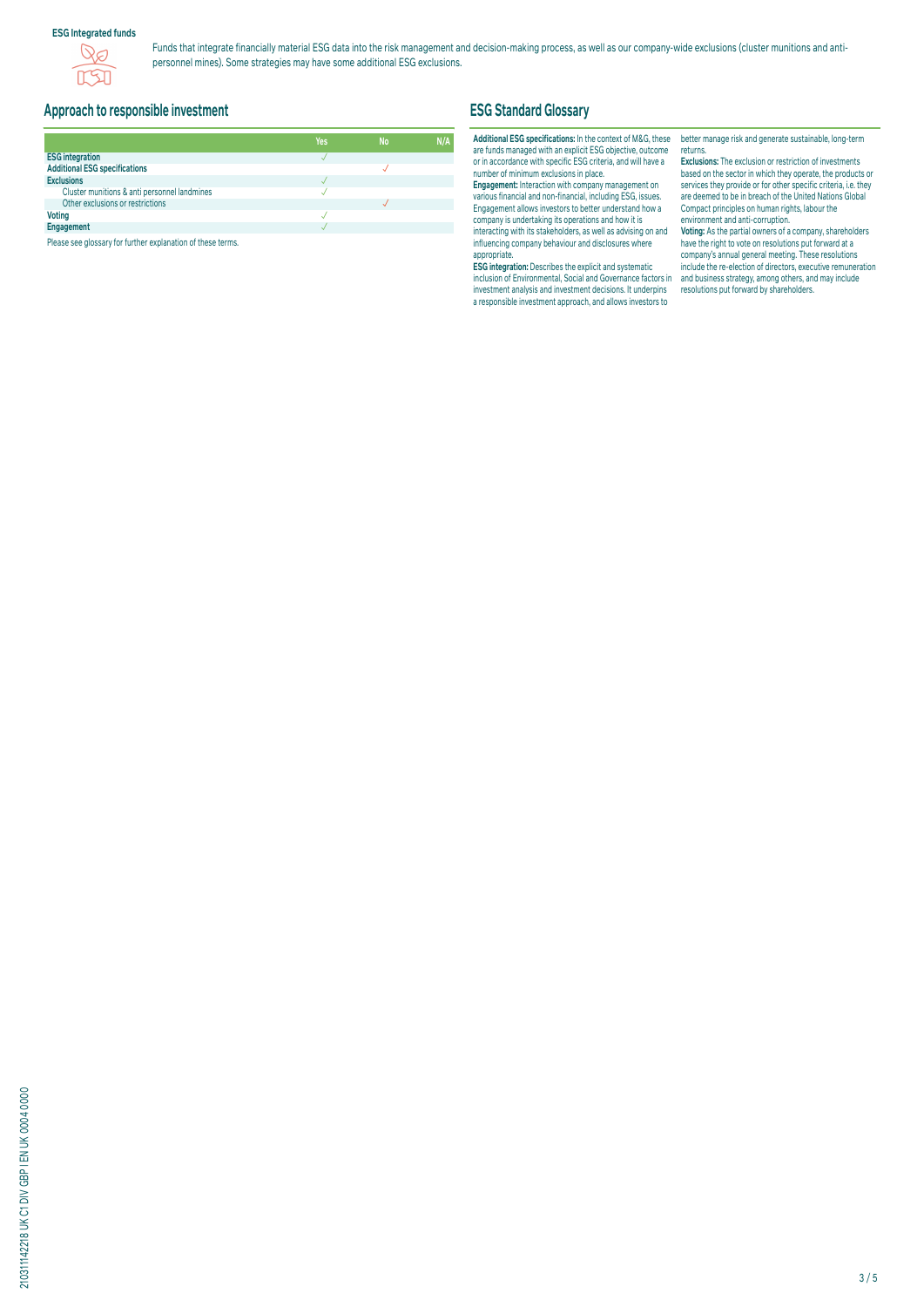**ESG Integrated funds**

Funds that integrate financially material ESG data into the risk management and decision-making process, as well as our company-wide exclusions (cluster munitions and anti-personnel mines). Some strategies may have some additional ESG exclusions.

## Approach to responsible investment

| | Yes | No | N/A |
|---|---|---|---|
| **ESG integration** | ✓ | | |
| **Additional ESG specifications** | | ✓ | |
| **Exclusions** | ✓ | | |
| Cluster munitions & anti personnel landmines | ✓ | | |
| Other exclusions or restrictions | | ✓ | |
| **Voting** | ✓ | | |
| **Engagement** | ✓ | | |

Please see glossary for further explanation of these terms.

## ESG Standard Glossary

**Additional ESG specifications:** In the context of M&G, these are funds managed with an explicit ESG objective, outcome or in accordance with specific ESG criteria, and will have a number of minimum exclusions in place.

**Engagement:** Interaction with company management on various financial and non-financial, including ESG, issues. Engagement allows investors to better understand how a company is undertaking its operations and how it is interacting with its stakeholders, as well as advising on and influencing company behaviour and disclosures where appropriate.

**ESG integration:** Describes the explicit and systematic inclusion of Environmental, Social and Governance factors in investment analysis and investment decisions. It underpins a responsible investment approach, and allows investors to better manage risk and generate sustainable, long-term returns.

**Exclusions:** The exclusion or restriction of investments based on the sector in which they operate, the products or services they provide or for other specific criteria, i.e. they are deemed to be in breach of the United Nations Global Compact principles on human rights, labour the environment and anti-corruption.

**Voting:** As the partial owners of a company, shareholders have the right to vote on resolutions put forward at a company's annual general meeting. These resolutions include the re-election of directors, executive remuneration and business strategy, among others, and may include resolutions put forward by shareholders.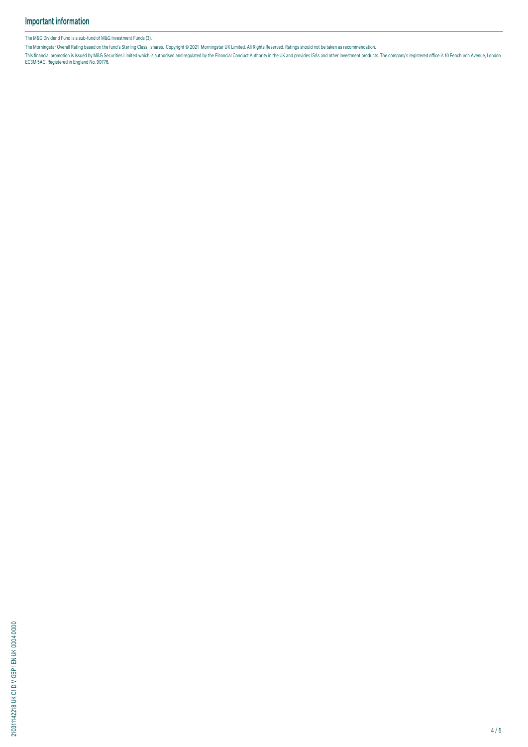## Important information

The M&G Dividend Fund is a sub-fund of M&G Investment Funds (3).

The Morningstar Overall Rating based on the fund's Sterling Class I shares. Copyright © 2021 Morningstar UK Limited. All Rights Reserved. Ratings should not be taken as recommendation.

This financial promotion is issued by M&G Securities Limited which is authorised and regulated by the Financial Conduct Authority in the UK and provides ISAs and other investment products. The company's registered office is 10 Fenchurch Avenue, London EC3M 5AG. Registered in England No. 90776.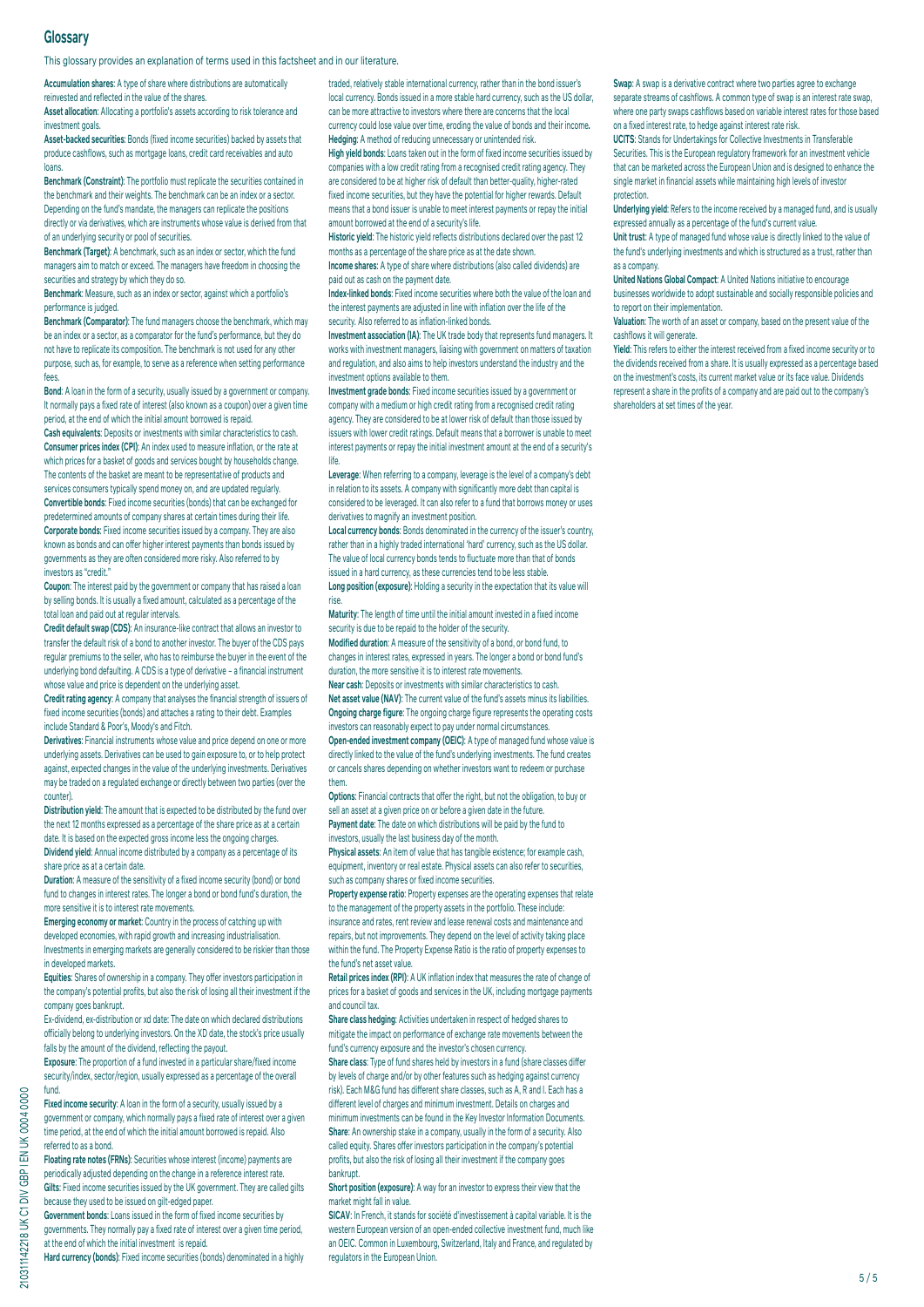## Glossary

This glossary provides an explanation of terms used in this factsheet and in our literature.

**Accumulation shares**: A type of share where distributions are automatically reinvested and reflected in the value of the shares.

**Asset allocation**: Allocating a portfolio's assets according to risk tolerance and investment goals.

**Asset-backed securities**: Bonds (fixed income securities) backed by assets that produce cashflows, such as mortgage loans, credit card receivables and auto loans.

**Benchmark (Constraint)**: The portfolio must replicate the securities contained in the benchmark and their weights. The benchmark can be an index or a sector. Depending on the fund's mandate, the managers can replicate the positions directly or via derivatives, which are instruments whose value is derived from that of an underlying security or pool of securities.

**Benchmark (Target)**: A benchmark, such as an index or sector, which the fund managers aim to match or exceed. The managers have freedom in choosing the securities and strategy by which they do so.

**Benchmark**: Measure, such as an index or sector, against which a portfolio's performance is judged.

**Benchmark (Comparator)**: The fund managers choose the benchmark, which may be an index or a sector, as a comparator for the fund's performance, but they do not have to replicate its composition. The benchmark is not used for any other purpose, such as, for example, to serve as a reference when setting performance fees.

**Bond**: A loan in the form of a security, usually issued by a government or company. It normally pays a fixed rate of interest (also known as a coupon) over a given time period, at the end of which the initial amount borrowed is repaid.

**Cash equivalents**: Deposits or investments with similar characteristics to cash.

**Consumer prices index (CPI)**: An index used to measure inflation, or the rate at which prices for a basket of goods and services bought by households change. The contents of the basket are meant to be representative of products and services consumers typically spend money on, and are updated regularly.

**Convertible bonds**: Fixed income securities (bonds) that can be exchanged for predetermined amounts of company shares at certain times during their life.

**Corporate bonds**: Fixed income securities issued by a company. They are also known as bonds and can offer higher interest payments than bonds issued by governments as they are often considered more risky. Also referred to by investors as "credit."

**Coupon**: The interest paid by the government or company that has raised a loan by selling bonds. It is usually a fixed amount, calculated as a percentage of the total loan and paid out at regular intervals.

**Credit default swap (CDS)**: An insurance-like contract that allows an investor to transfer the default risk of a bond to another investor. The buyer of the CDS pays regular premiums to the seller, who has to reimburse the buyer in the event of the underlying bond defaulting. A CDS is a type of derivative – a financial instrument whose value and price is dependent on the underlying asset.

**Credit rating agency**: A company that analyses the financial strength of issuers of fixed income securities (bonds) and attaches a rating to their debt. Examples include Standard & Poor's, Moody's and Fitch.

**Derivatives**: Financial instruments whose value and price depend on one or more underlying assets. Derivatives can be used to gain exposure to, or to help protect against, expected changes in the value of the underlying investments. Derivatives may be traded on a regulated exchange or directly between two parties (over the counter).

**Distribution yield**: The amount that is expected to be distributed by the fund over the next 12 months expressed as a percentage of the share price as at a certain date. It is based on the expected gross income less the ongoing charges.

**Dividend yield**: Annual income distributed by a company as a percentage of its share price as at a certain date.

**Duration**: A measure of the sensitivity of a fixed income security (bond) or bond fund to changes in interest rates. The longer a bond or bond fund's duration, the more sensitive it is to interest rate movements.

**Emerging economy or market**: Country in the process of catching up with developed economies, with rapid growth and increasing industrialisation. Investments in emerging markets are generally considered to be riskier than those in developed markets.

**Equities**: Shares of ownership in a company. They offer investors participation in the company's potential profits, but also the risk of losing all their investment if the company goes bankrupt.

Ex-dividend, ex-distribution or xd date: The date on which declared distributions officially belong to underlying investors. On the XD date, the stock's price usually falls by the amount of the dividend, reflecting the payout.

**Exposure**: The proportion of a fund invested in a particular share/fixed income security/index, sector/region, usually expressed as a percentage of the overall fund.

**Fixed income security**: A loan in the form of a security, usually issued by a government or company, which normally pays a fixed rate of interest over a given time period, at the end of which the initial amount borrowed is repaid. Also referred to as a bond.

**Floating rate notes (FRNs)**: Securities whose interest (income) payments are periodically adjusted depending on the change in a reference interest rate.

**Gilts**: Fixed income securities issued by the UK government. They are called gilts because they used to be issued on gilt-edged paper.

**Government bonds**: Loans issued in the form of fixed income securities by governments. They normally pay a fixed rate of interest over a given time period, at the end of which the initial investment is repaid.

**Hard currency (bonds)**: Fixed income securities (bonds) denominated in a highly traded, relatively stable international currency, rather than in the bond issuer's local currency. Bonds issued in a more stable hard currency, such as the US dollar, can be more attractive to investors where there are concerns that the local currency could lose value over time, eroding the value of bonds and their income.

**Hedging**: A method of reducing unnecessary or unintended risk.

**High yield bonds**: Loans taken out in the form of fixed income securities issued by companies with a low credit rating from a recognised credit rating agency. They are considered to be at higher risk of default than better-quality, higher-rated fixed income securities, but they have the potential for higher rewards. Default means that a bond issuer is unable to meet interest payments or repay the initial amount borrowed at the end of a security's life.

**Historic yield**: The historic yield reflects distributions declared over the past 12 months as a percentage of the share price as at the date shown.

**Income shares**: A type of share where distributions (also called dividends) are paid out as cash on the payment date.

**Index-linked bonds**: Fixed income securities where both the value of the loan and the interest payments are adjusted in line with inflation over the life of the security. Also referred to as inflation-linked bonds.

**Investment association (IA)**: The UK trade body that represents fund managers. It works with investment managers, liaising with government on matters of taxation and regulation, and also aims to help investors understand the industry and the investment options available to them.

**Investment grade bonds**: Fixed income securities issued by a government or company with a medium or high credit rating from a recognised credit rating agency. They are considered to be at lower risk of default than those issued by issuers with lower credit ratings. Default means that a borrower is unable to meet interest payments or repay the initial investment amount at the end of a security's life.

**Leverage**: When referring to a company, leverage is the level of a company's debt in relation to its assets. A company with significantly more debt than capital is considered to be leveraged. It can also refer to a fund that borrows money or uses derivatives to magnify an investment position.

**Local currency bonds**: Bonds denominated in the currency of the issuer's country, rather than in a highly traded international 'hard' currency, such as the US dollar. The value of local currency bonds tends to fluctuate more than that of bonds issued in a hard currency, as these currencies tend to be less stable.

**Long position (exposure)**: Holding a security in the expectation that its value will rise.

**Maturity**: The length of time until the initial amount invested in a fixed income security is due to be repaid to the holder of the security.

**Modified duration**: A measure of the sensitivity of a bond, or bond fund, to changes in interest rates, expressed in years. The longer a bond or bond fund's duration, the more sensitive it is to interest rate movements.

**Near cash**: Deposits or investments with similar characteristics to cash.

**Net asset value (NAV)**: The current value of the fund's assets minus its liabilities.

**Ongoing charge figure**: The ongoing charge figure represents the operating costs investors can reasonably expect to pay under normal circumstances.

**Open-ended investment company (OEIC)**: A type of managed fund whose value is directly linked to the value of the fund's underlying investments. The fund creates or cancels shares depending on whether investors want to redeem or purchase them.

**Options**: Financial contracts that offer the right, but not the obligation, to buy or sell an asset at a given price on or before a given date in the future.

**Payment date**: The date on which distributions will be paid by the fund to investors, usually the last business day of the month.

**Physical assets**: An item of value that has tangible existence; for example cash, equipment, inventory or real estate. Physical assets can also refer to securities, such as company shares or fixed income securities.

**Property expense ratio**: Property expenses are the operating expenses that relate to the management of the property assets in the portfolio. These include: insurance and rates, rent review and lease renewal costs and maintenance and repairs, but not improvements. They depend on the level of activity taking place within the fund. The Property Expense Ratio is the ratio of property expenses to the fund's net asset value.

**Retail prices index (RPI)**: A UK inflation index that measures the rate of change of prices for a basket of goods and services in the UK, including mortgage payments and council tax.

**Share class hedging**: Activities undertaken in respect of hedged shares to mitigate the impact on performance of exchange rate movements between the fund's currency exposure and the investor's chosen currency.

**Share class**: Type of fund shares held by investors in a fund (share classes differ by levels of charge and/or by other features such as hedging against currency risk). Each M&G fund has different share classes, such as A, R and I. Each has a different level of charges and minimum investment. Details on charges and minimum investments can be found in the Key Investor Information Documents.

**Share**: An ownership stake in a company, usually in the form of a security. Also called equity. Shares offer investors participation in the company's potential profits, but also the risk of losing all their investment if the company goes bankrupt.

**Short position (exposure)**: A way for an investor to express their view that the market might fall in value.

**SICAV**: In French, it stands for société d'investissement à capital variable. It is the western European version of an open-ended collective investment fund, much like an OEIC. Common in Luxembourg, Switzerland, Italy and France, and regulated by regulators in the European Union.

**Swap**: A swap is a derivative contract where two parties agree to exchange separate streams of cashflows. A common type of swap is an interest rate swap, where one party swaps cashflows based on variable interest rates for those based on a fixed interest rate, to hedge against interest rate risk.

**UCITS**: Stands for Undertakings for Collective Investments in Transferable Securities. This is the European regulatory framework for an investment vehicle that can be marketed across the European Union and is designed to enhance the single market in financial assets while maintaining high levels of investor protection.

**Underlying yield**: Refers to the income received by a managed fund, and is usually expressed annually as a percentage of the fund's current value.

**Unit trust**: A type of managed fund whose value is directly linked to the value of the fund's underlying investments and which is structured as a trust, rather than as a company.

**United Nations Global Compact**: A United Nations initiative to encourage businesses worldwide to adopt sustainable and socially responsible policies and to report on their implementation.

**Valuation**: The worth of an asset or company, based on the present value of the cashflows it will generate.

**Yield**: This refers to either the interest received from a fixed income security or to the dividends received from a share. It is usually expressed as a percentage based on the investment's costs, its current market value or its face value. Dividends represent a share in the profits of a company and are paid out to the company's shareholders at set times of the year.

210311142218 UK C1 DIV GBP I EN UK 0004 0000